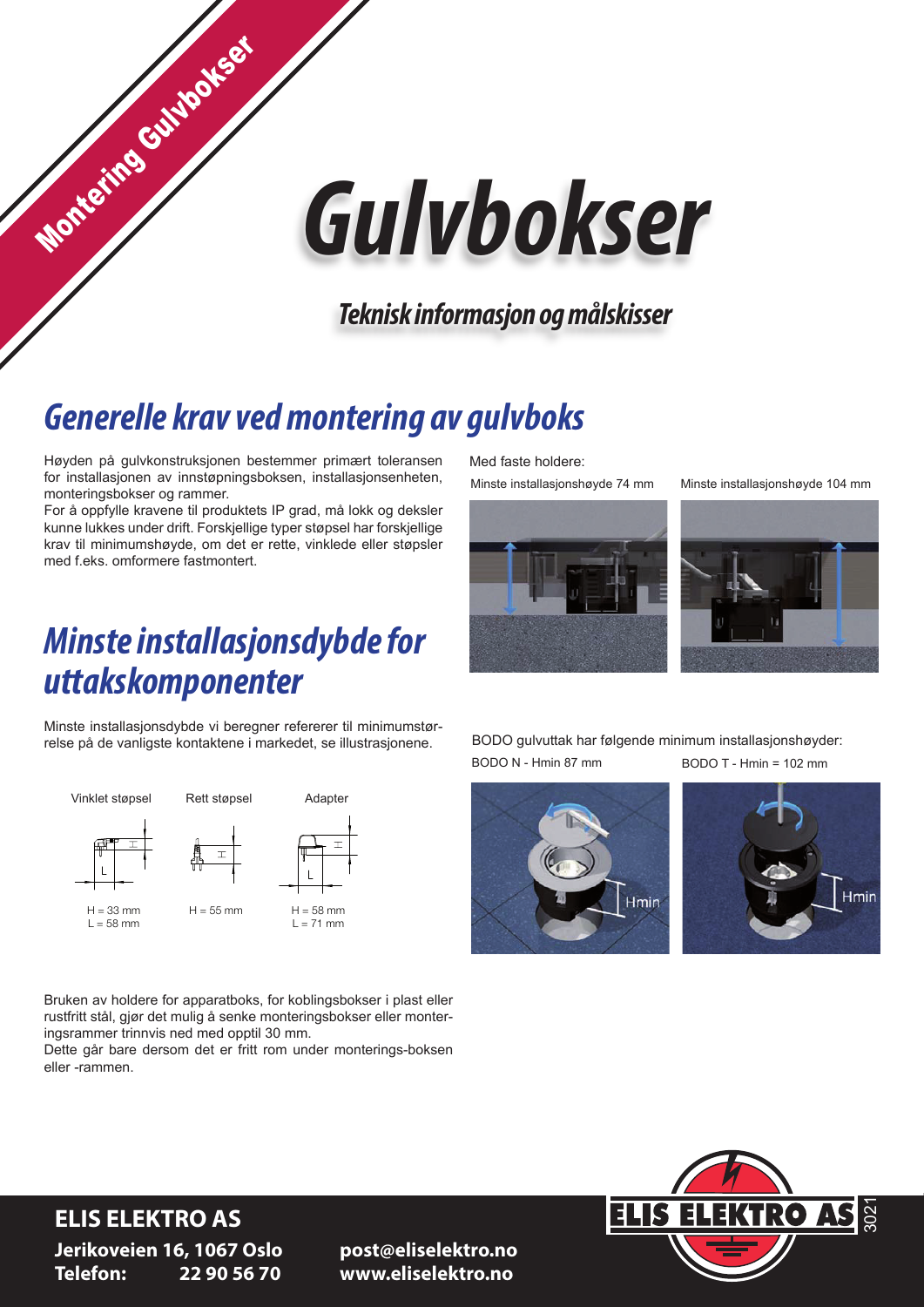Montering Gulvbokser

# Gulvbokser

***Teknisk informasjon og målskisser***

## Generelle krav ved montering av gulvboks

Høyden på gulvkonstruksjonen bestemmer primært toleransen for installasjonen av innstøpningsboksen, installasjonsenheten, monteringsbokser og rammer.

For å oppfylle kravene til produktets IP grad, må lokk og deksler kunne lukkes under drift. Forskjellige typer støpsel har forskjellige krav til minimumshøyde, om det er rette, vinklede eller støpsler med f.eks. omformere fastmontert.

Med faste holdere:

Minste installasjonshøyde 74 mm

Minste installasjonshøyde 104 mm

## Minste installasjonsdybde for uttakskomponenter

Minste installasjonsdybde vi beregner refererer til minimumstørrelse på de vanligste kontaktene i markedet, se illustrasjonene.

| Vinklet støpsel | Rett støpsel | Adapter |
| --- | --- | --- |
| H = 33 mm<br>L = 58 mm | H = 55 mm | H = 58 mm<br>L = 71 mm |

BODO gulvuttak har følgende minimum installasjonshøyder:

BODO N - Hmin 87 mm

BODO T - Hmin = 102 mm

Bruken av holdere for apparatboks, for koblingsbokser i plast eller rustfritt stål, gjør det mulig å senke monteringsbokser eller monteringsrammer trinnvis ned med opptil 30 mm.

Dette går bare dersom det er fritt rom under monterings-boksen eller -rammen.

**ELIS ELEKTRO AS**

**Jerikoveien 16, 1067 Oslo**

**Telefon: 22 90 56 70**

**post@eliselektro.no**

**www.eliselektro.no**

ELIS ELEKTRO AS 3021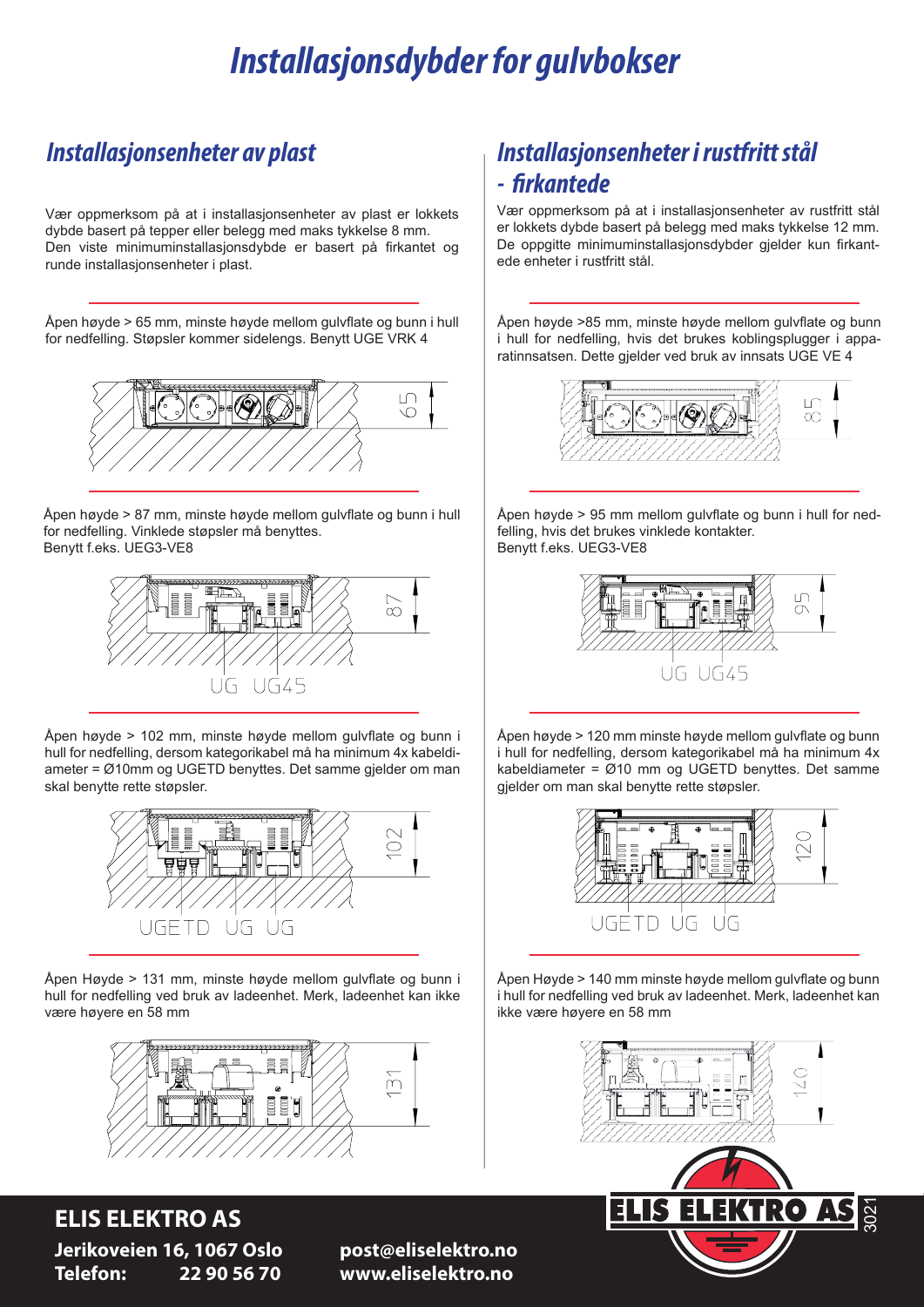# Installasjonsdybder for gulvbokser

## Installasjonsenheter av plast

Vær oppmerksom på at i installasjonsenheter av plast er lokkets dybde basert på tepper eller belegg med maks tykkelse 8 mm. Den viste minimuminstallasjonsdybde er basert på firkantet og runde installasjonsenheter i plast.

Åpen høyde > 65 mm, minste høyde mellom gulvflate og bunn i hull for nedfelling. Støpsler kommer sidelengs. Benytt UGE VRK 4

65

Åpen høyde > 87 mm, minste høyde mellom gulvflate og bunn i hull for nedfelling. Vinklede støpsler må benyttes.
Benytt f.eks. UEG3-VE8

87

UG UG45

Åpen høyde > 102 mm, minste høyde mellom gulvflate og bunn i hull for nedfelling, dersom kategorikabel må ha minimum 4x kabeldiameter = Ø10mm og UGETD benyttes. Det samme gjelder om man skal benytte rette støpsler.

102

UGETD UG UG

Åpen Høyde > 131 mm, minste høyde mellom gulvflate og bunn i hull for nedfelling ved bruk av ladeenhet. Merk, ladeenhet kan ikke være høyere en 58 mm

131

## Installasjonsenheter i rustfritt stål - firkantede

Vær oppmerksom på at i installasjonsenheter av rustfritt stål er lokkets dybde basert på belegg med maks tykkelse 12 mm. De oppgitte minimuminstallasjonsdybder gjelder kun firkantede enheter i rustfritt stål.

Åpen høyde >85 mm, minste høyde mellom gulvflate og bunn i hull for nedfelling, hvis det brukes koblingsplugger i apparatinnsatsen. Dette gjelder ved bruk av innsats UGE VE 4

85

Åpen høyde > 95 mm mellom gulvflate og bunn i hull for nedfelling, hvis det brukes vinklede kontakter.
Benytt f.eks. UEG3-VE8

95

UG UG45

Åpen høyde > 120 mm minste høyde mellom gulvflate og bunn i hull for nedfelling, dersom kategorikabel må ha minimum 4x kabeldiameter = Ø10 mm og UGETD benyttes. Det samme gjelder om man skal benytte rette støpsler.

120

UGETD UG UG

Åpen Høyde > 140 mm minste høyde mellom gulvflate og bunn i hull for nedfelling ved bruk av ladeenhet. Merk, ladeenhet kan ikke være høyere en 58 mm

140

**ELIS ELEKTRO AS**
**Jerikoveien 16, 1067 Oslo**
**Telefon: 22 90 56 70**
**post@eliselektro.no**
**www.eliselektro.no**

ELIS ELEKTRO AS

3021